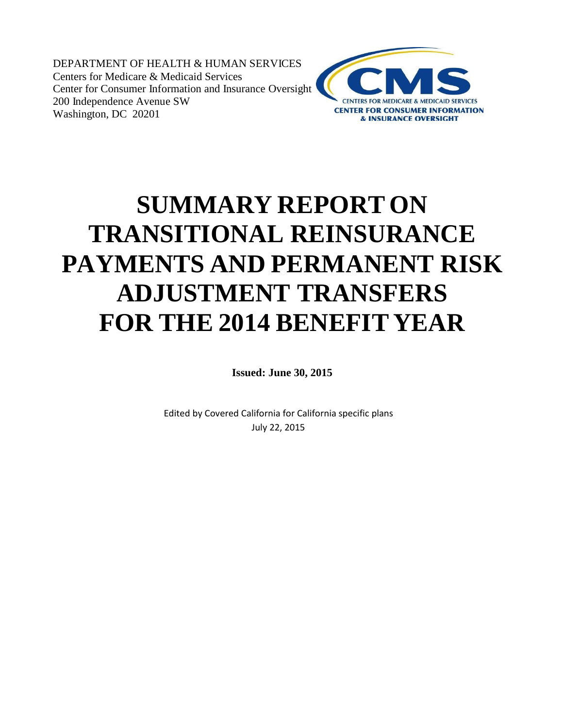DEPARTMENT OF HEALTH & HUMAN SERVICES
Centers for Medicare & Medicaid Services
Center for Consumer Information and Insurance Oversight
200 Independence Avenue SW
Washington, DC 20201

CMS
CENTERS FOR MEDICARE & MEDICAID SERVICES
CENTER FOR CONSUMER INFORMATION & INSURANCE OVERSIGHT

# SUMMARY REPORT ON TRANSITIONAL REINSURANCE PAYMENTS AND PERMANENT RISK ADJUSTMENT TRANSFERS FOR THE 2014 BENEFIT YEAR

**Issued: June 30, 2015**

Edited by Covered California for California specific plans
July 22, 2015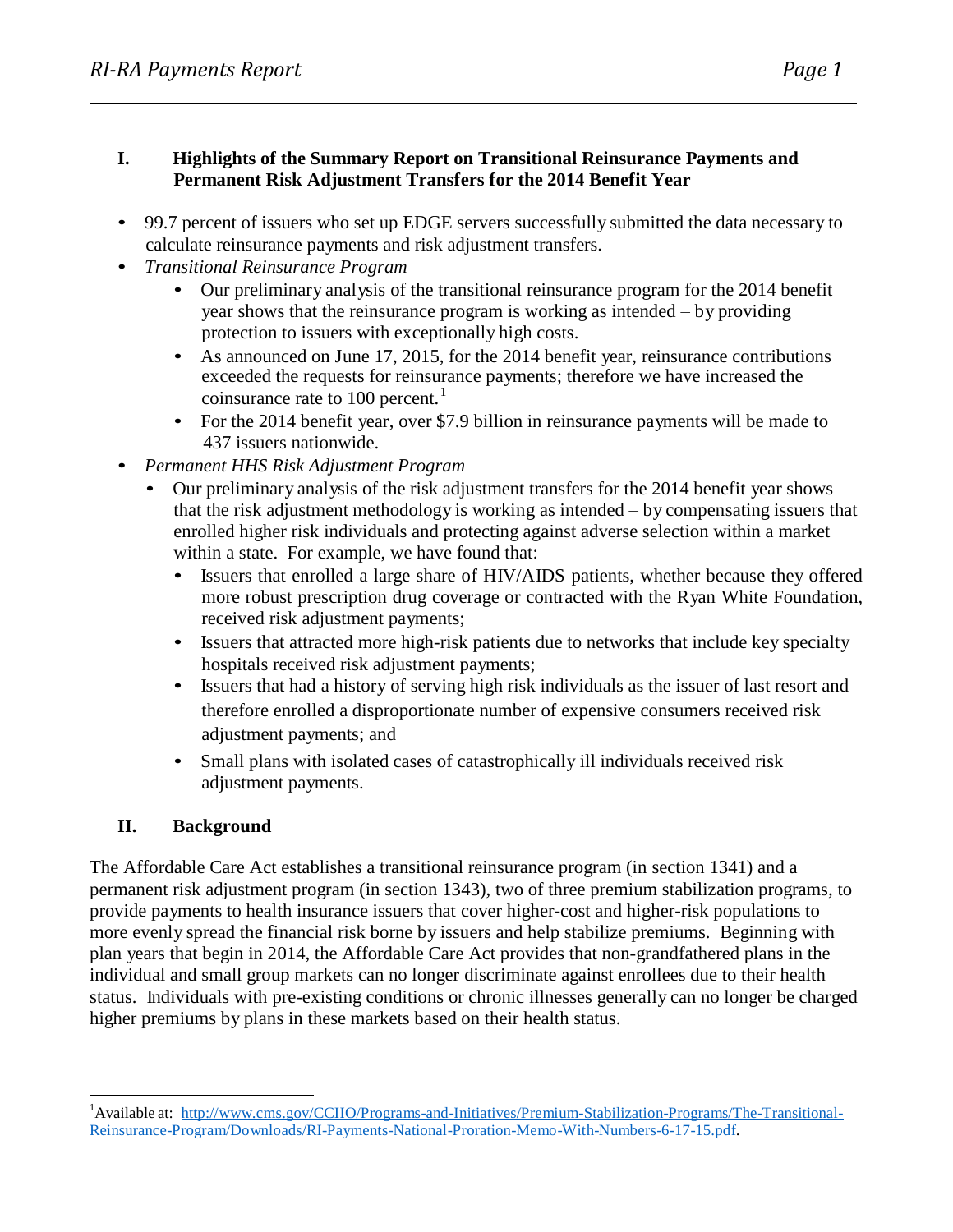## I. Highlights of the Summary Report on Transitional Reinsurance Payments and Permanent Risk Adjustment Transfers for the 2014 Benefit Year

- 99.7 percent of issuers who set up EDGE servers successfully submitted the data necessary to calculate reinsurance payments and risk adjustment transfers.
- *Transitional Reinsurance Program*
  - Our preliminary analysis of the transitional reinsurance program for the 2014 benefit year shows that the reinsurance program is working as intended – by providing protection to issuers with exceptionally high costs.
  - As announced on June 17, 2015, for the 2014 benefit year, reinsurance contributions exceeded the requests for reinsurance payments; therefore we have increased the coinsurance rate to 100 percent.[1]
  - For the 2014 benefit year, over $7.9 billion in reinsurance payments will be made to 437 issuers nationwide.
- *Permanent HHS Risk Adjustment Program*
  - Our preliminary analysis of the risk adjustment transfers for the 2014 benefit year shows that the risk adjustment methodology is working as intended – by compensating issuers that enrolled higher risk individuals and protecting against adverse selection within a market within a state. For example, we have found that:
    - Issuers that enrolled a large share of HIV/AIDS patients, whether because they offered more robust prescription drug coverage or contracted with the Ryan White Foundation, received risk adjustment payments;
    - Issuers that attracted more high-risk patients due to networks that include key specialty hospitals received risk adjustment payments;
    - Issuers that had a history of serving high risk individuals as the issuer of last resort and therefore enrolled a disproportionate number of expensive consumers received risk adjustment payments; and
    - Small plans with isolated cases of catastrophically ill individuals received risk adjustment payments.

## II. Background

The Affordable Care Act establishes a transitional reinsurance program (in section 1341) and a permanent risk adjustment program (in section 1343), two of three premium stabilization programs, to provide payments to health insurance issuers that cover higher-cost and higher-risk populations to more evenly spread the financial risk borne by issuers and help stabilize premiums. Beginning with plan years that begin in 2014, the Affordable Care Act provides that non-grandfathered plans in the individual and small group markets can no longer discriminate against enrollees due to their health status. Individuals with pre-existing conditions or chronic illnesses generally can no longer be charged higher premiums by plans in these markets based on their health status.

[1] Available at: http://www.cms.gov/CCIIO/Programs-and-Initiatives/Premium-Stabilization-Programs/The-Transitional-Reinsurance-Program/Downloads/RI-Payments-National-Proration-Memo-With-Numbers-6-17-15.pdf.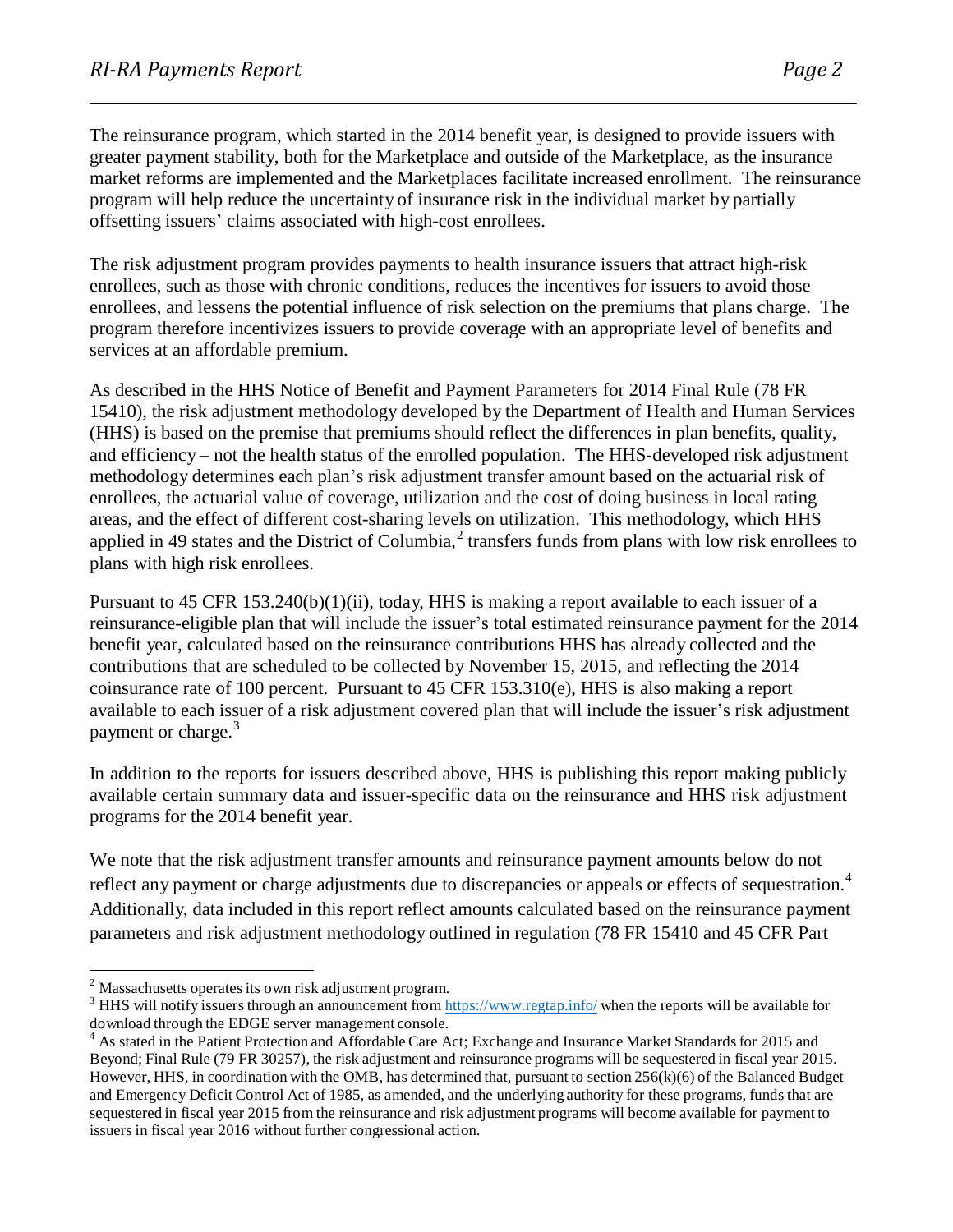The reinsurance program, which started in the 2014 benefit year, is designed to provide issuers with greater payment stability, both for the Marketplace and outside of the Marketplace, as the insurance market reforms are implemented and the Marketplaces facilitate increased enrollment. The reinsurance program will help reduce the uncertainty of insurance risk in the individual market by partially offsetting issuers' claims associated with high-cost enrollees.

The risk adjustment program provides payments to health insurance issuers that attract high-risk enrollees, such as those with chronic conditions, reduces the incentives for issuers to avoid those enrollees, and lessens the potential influence of risk selection on the premiums that plans charge. The program therefore incentivizes issuers to provide coverage with an appropriate level of benefits and services at an affordable premium.

As described in the HHS Notice of Benefit and Payment Parameters for 2014 Final Rule (78 FR 15410), the risk adjustment methodology developed by the Department of Health and Human Services (HHS) is based on the premise that premiums should reflect the differences in plan benefits, quality, and efficiency – not the health status of the enrolled population. The HHS-developed risk adjustment methodology determines each plan's risk adjustment transfer amount based on the actuarial risk of enrollees, the actuarial value of coverage, utilization and the cost of doing business in local rating areas, and the effect of different cost-sharing levels on utilization. This methodology, which HHS applied in 49 states and the District of Columbia,[2] transfers funds from plans with low risk enrollees to plans with high risk enrollees.

Pursuant to 45 CFR 153.240(b)(1)(ii), today, HHS is making a report available to each issuer of a reinsurance-eligible plan that will include the issuer's total estimated reinsurance payment for the 2014 benefit year, calculated based on the reinsurance contributions HHS has already collected and the contributions that are scheduled to be collected by November 15, 2015, and reflecting the 2014 coinsurance rate of 100 percent. Pursuant to 45 CFR 153.310(e), HHS is also making a report available to each issuer of a risk adjustment covered plan that will include the issuer's risk adjustment payment or charge.[3]

In addition to the reports for issuers described above, HHS is publishing this report making publicly available certain summary data and issuer-specific data on the reinsurance and HHS risk adjustment programs for the 2014 benefit year.

We note that the risk adjustment transfer amounts and reinsurance payment amounts below do not reflect any payment or charge adjustments due to discrepancies or appeals or effects of sequestration.[4] Additionally, data included in this report reflect amounts calculated based on the reinsurance payment parameters and risk adjustment methodology outlined in regulation (78 FR 15410 and 45 CFR Part

[2] Massachusetts operates its own risk adjustment program.

[3] HHS will notify issuers through an announcement from https://www.regtap.info/ when the reports will be available for download through the EDGE server management console.

[4] As stated in the Patient Protection and Affordable Care Act; Exchange and Insurance Market Standards for 2015 and Beyond; Final Rule (79 FR 30257), the risk adjustment and reinsurance programs will be sequestered in fiscal year 2015. However, HHS, in coordination with the OMB, has determined that, pursuant to section 256(k)(6) of the Balanced Budget and Emergency Deficit Control Act of 1985, as amended, and the underlying authority for these programs, funds that are sequestered in fiscal year 2015 from the reinsurance and risk adjustment programs will become available for payment to issuers in fiscal year 2016 without further congressional action.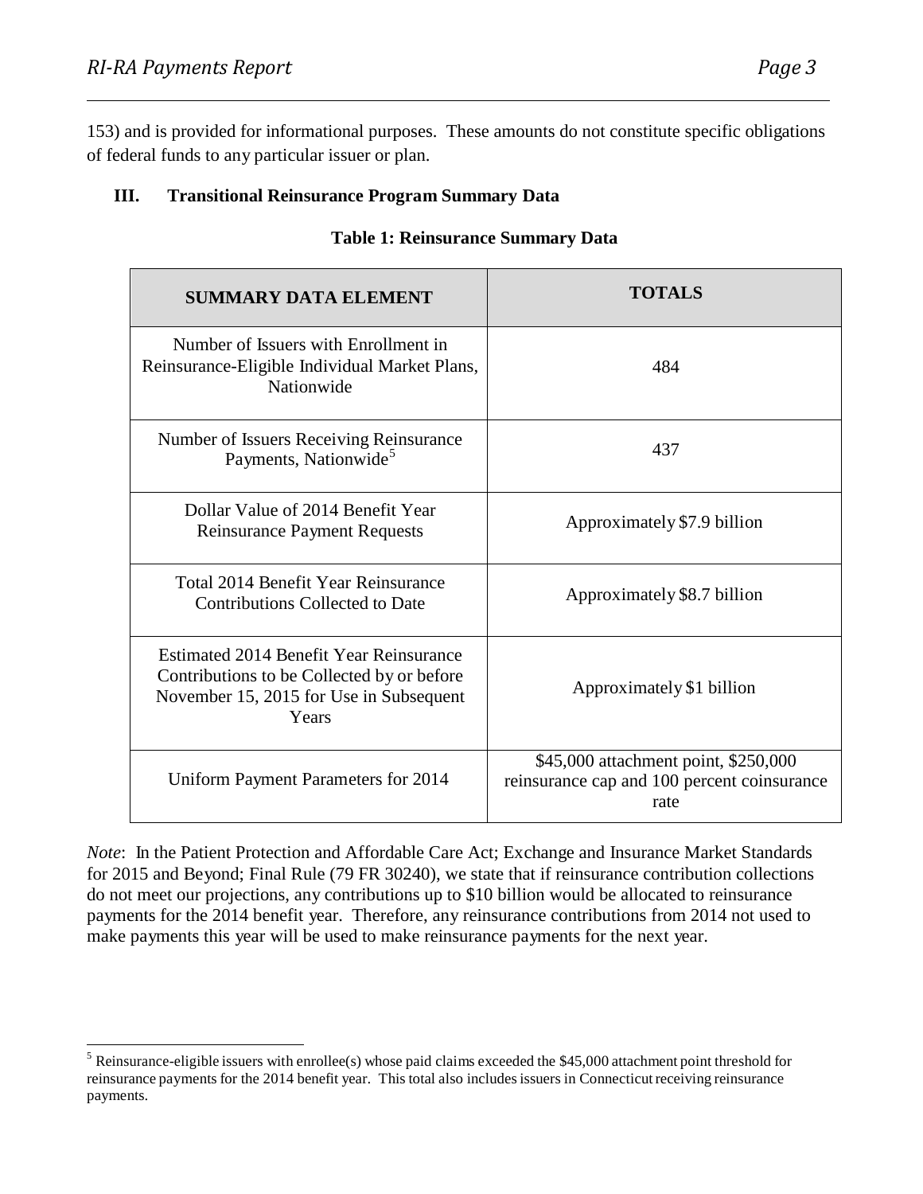153) and is provided for informational purposes. These amounts do not constitute specific obligations of federal funds to any particular issuer or plan.

## III. Transitional Reinsurance Program Summary Data

**Table 1: Reinsurance Summary Data**

| SUMMARY DATA ELEMENT | TOTALS |
|---|---|
| Number of Issuers with Enrollment in Reinsurance-Eligible Individual Market Plans, Nationwide | 484 |
| Number of Issuers Receiving Reinsurance Payments, Nationwide[5] | 437 |
| Dollar Value of 2014 Benefit Year Reinsurance Payment Requests | Approximately $7.9 billion |
| Total 2014 Benefit Year Reinsurance Contributions Collected to Date | Approximately $8.7 billion |
| Estimated 2014 Benefit Year Reinsurance Contributions to be Collected by or before November 15, 2015 for Use in Subsequent Years | Approximately $1 billion |
| Uniform Payment Parameters for 2014 | $45,000 attachment point, $250,000 reinsurance cap and 100 percent coinsurance rate |

*Note*: In the Patient Protection and Affordable Care Act; Exchange and Insurance Market Standards for 2015 and Beyond; Final Rule (79 FR 30240), we state that if reinsurance contribution collections do not meet our projections, any contributions up to $10 billion would be allocated to reinsurance payments for the 2014 benefit year. Therefore, any reinsurance contributions from 2014 not used to make payments this year will be used to make reinsurance payments for the next year.

[5] Reinsurance-eligible issuers with enrollee(s) whose paid claims exceeded the $45,000 attachment point threshold for reinsurance payments for the 2014 benefit year. This total also includes issuers in Connecticut receiving reinsurance payments.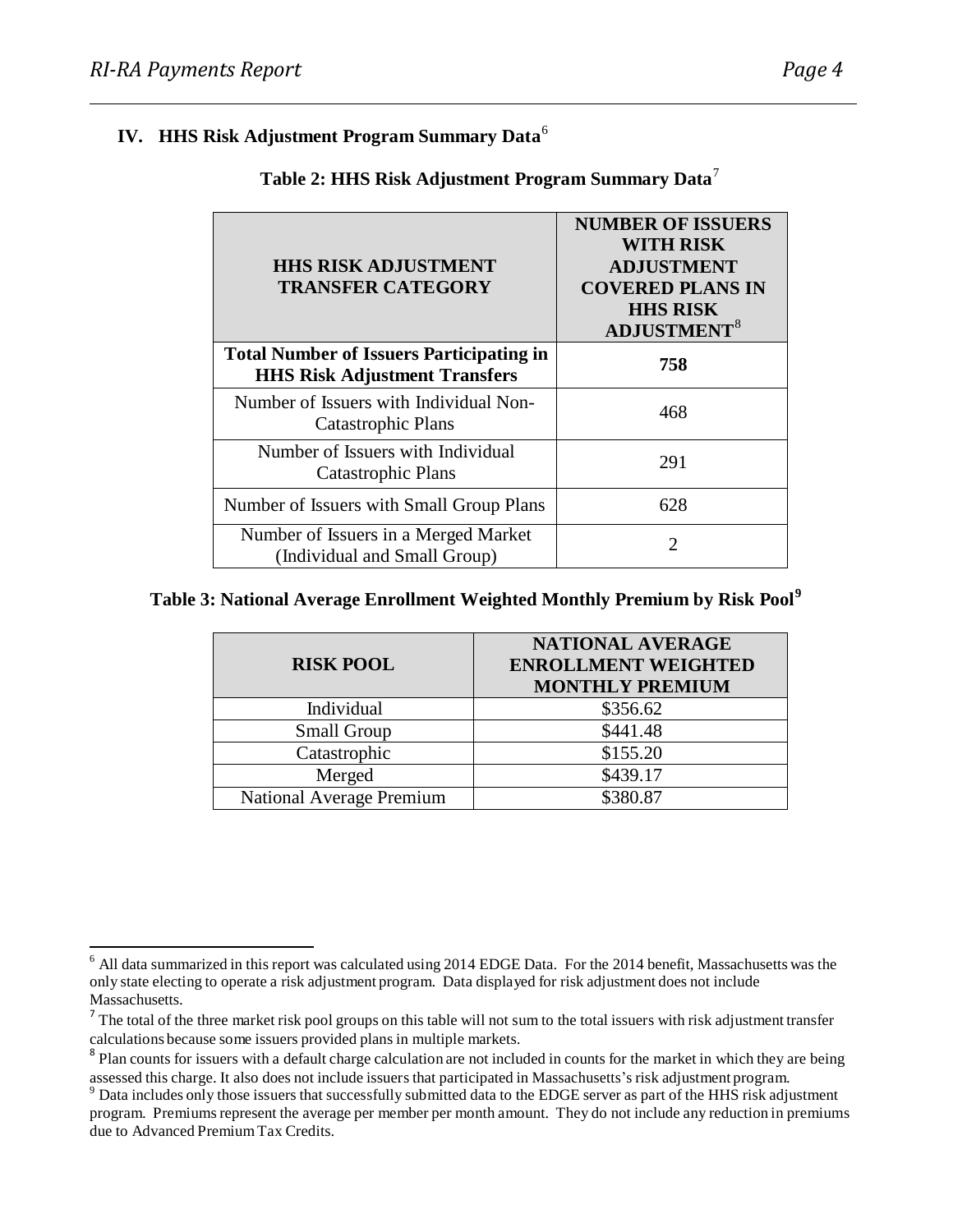## IV. HHS Risk Adjustment Program Summary Data[6]

**Table 2: HHS Risk Adjustment Program Summary Data**[7]

| HHS RISK ADJUSTMENT TRANSFER CATEGORY | NUMBER OF ISSUERS WITH RISK ADJUSTMENT COVERED PLANS IN HHS RISK ADJUSTMENT[8] |
|---|---|
| **Total Number of Issuers Participating in HHS Risk Adjustment Transfers** | **758** |
| Number of Issuers with Individual Non-Catastrophic Plans | 468 |
| Number of Issuers with Individual Catastrophic Plans | 291 |
| Number of Issuers with Small Group Plans | 628 |
| Number of Issuers in a Merged Market (Individual and Small Group) | 2 |

**Table 3: National Average Enrollment Weighted Monthly Premium by Risk Pool**[9]

| RISK POOL | NATIONAL AVERAGE ENROLLMENT WEIGHTED MONTHLY PREMIUM |
|---|---|
| Individual | $356.62 |
| Small Group | $441.48 |
| Catastrophic | $155.20 |
| Merged | $439.17 |
| National Average Premium | $380.87 |

[6] All data summarized in this report was calculated using 2014 EDGE Data. For the 2014 benefit, Massachusetts was the only state electing to operate a risk adjustment program. Data displayed for risk adjustment does not include Massachusetts.

[7] The total of the three market risk pool groups on this table will not sum to the total issuers with risk adjustment transfer calculations because some issuers provided plans in multiple markets.

[8] Plan counts for issuers with a default charge calculation are not included in counts for the market in which they are being assessed this charge. It also does not include issuers that participated in Massachusetts's risk adjustment program.

[9] Data includes only those issuers that successfully submitted data to the EDGE server as part of the HHS risk adjustment program. Premiums represent the average per member per month amount. They do not include any reduction in premiums due to Advanced Premium Tax Credits.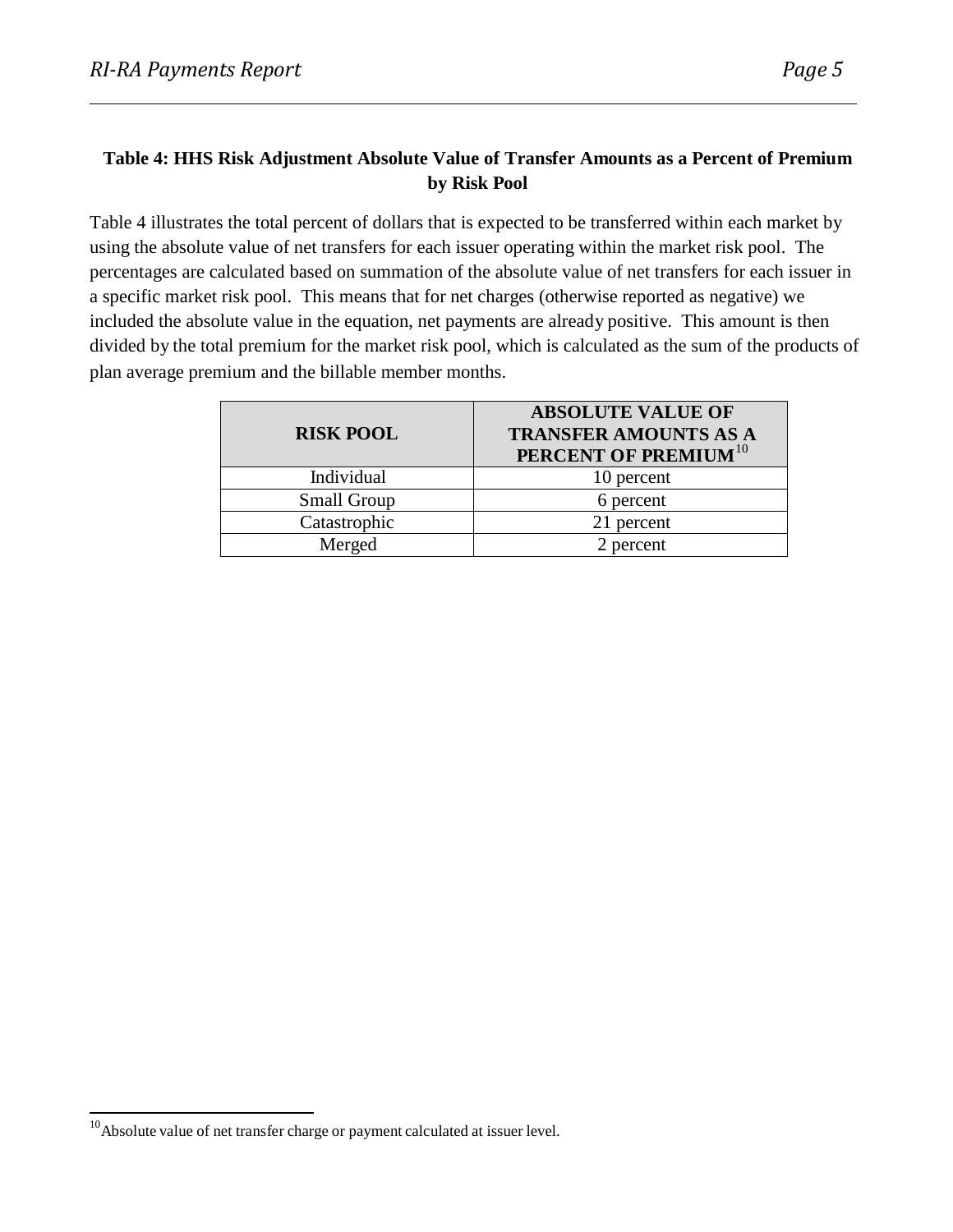**Table 4: HHS Risk Adjustment Absolute Value of Transfer Amounts as a Percent of Premium by Risk Pool**

Table 4 illustrates the total percent of dollars that is expected to be transferred within each market by using the absolute value of net transfers for each issuer operating within the market risk pool. The percentages are calculated based on summation of the absolute value of net transfers for each issuer in a specific market risk pool. This means that for net charges (otherwise reported as negative) we included the absolute value in the equation, net payments are already positive. This amount is then divided by the total premium for the market risk pool, which is calculated as the sum of the products of plan average premium and the billable member months.

| RISK POOL | ABSOLUTE VALUE OF TRANSFER AMOUNTS AS A PERCENT OF PREMIUM[10] |
|---|---|
| Individual | 10 percent |
| Small Group | 6 percent |
| Catastrophic | 21 percent |
| Merged | 2 percent |

[10] Absolute value of net transfer charge or payment calculated at issuer level.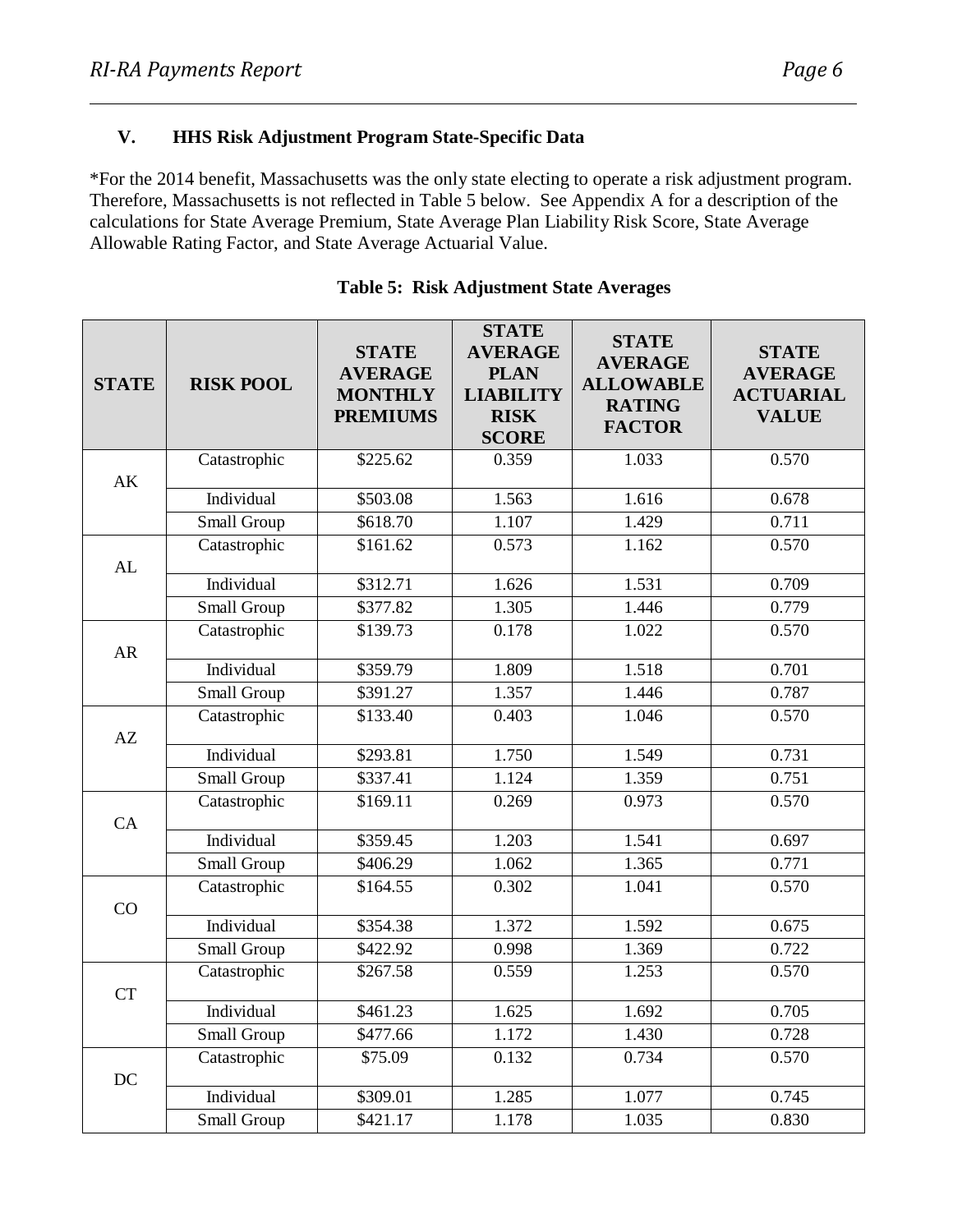## V. HHS Risk Adjustment Program State-Specific Data

*For the 2014 benefit, Massachusetts was the only state electing to operate a risk adjustment program. Therefore, Massachusetts is not reflected in Table 5 below. See Appendix A for a description of the calculations for State Average Premium, State Average Plan Liability Risk Score, State Average Allowable Rating Factor, and State Average Actuarial Value.

**Table 5: Risk Adjustment State Averages**

| STATE | RISK POOL | STATE AVERAGE MONTHLY PREMIUMS | STATE AVERAGE PLAN LIABILITY RISK SCORE | STATE AVERAGE ALLOWABLE RATING FACTOR | STATE AVERAGE ACTUARIAL VALUE |
|---|---|---|---|---|---|
| AK | Catastrophic | $225.62 | 0.359 | 1.033 | 0.570 |
| | Individual | $503.08 | 1.563 | 1.616 | 0.678 |
| | Small Group | $618.70 | 1.107 | 1.429 | 0.711 |
| AL | Catastrophic | $161.62 | 0.573 | 1.162 | 0.570 |
| | Individual | $312.71 | 1.626 | 1.531 | 0.709 |
| | Small Group | $377.82 | 1.305 | 1.446 | 0.779 |
| AR | Catastrophic | $139.73 | 0.178 | 1.022 | 0.570 |
| | Individual | $359.79 | 1.809 | 1.518 | 0.701 |
| | Small Group | $391.27 | 1.357 | 1.446 | 0.787 |
| AZ | Catastrophic | $133.40 | 0.403 | 1.046 | 0.570 |
| | Individual | $293.81 | 1.750 | 1.549 | 0.731 |
| | Small Group | $337.41 | 1.124 | 1.359 | 0.751 |
| CA | Catastrophic | $169.11 | 0.269 | 0.973 | 0.570 |
| | Individual | $359.45 | 1.203 | 1.541 | 0.697 |
| | Small Group | $406.29 | 1.062 | 1.365 | 0.771 |
| CO | Catastrophic | $164.55 | 0.302 | 1.041 | 0.570 |
| | Individual | $354.38 | 1.372 | 1.592 | 0.675 |
| | Small Group | $422.92 | 0.998 | 1.369 | 0.722 |
| CT | Catastrophic | $267.58 | 0.559 | 1.253 | 0.570 |
| | Individual | $461.23 | 1.625 | 1.692 | 0.705 |
| | Small Group | $477.66 | 1.172 | 1.430 | 0.728 |
| DC | Catastrophic | $75.09 | 0.132 | 0.734 | 0.570 |
| | Individual | $309.01 | 1.285 | 1.077 | 0.745 |
| | Small Group | $421.17 | 1.178 | 1.035 | 0.830 |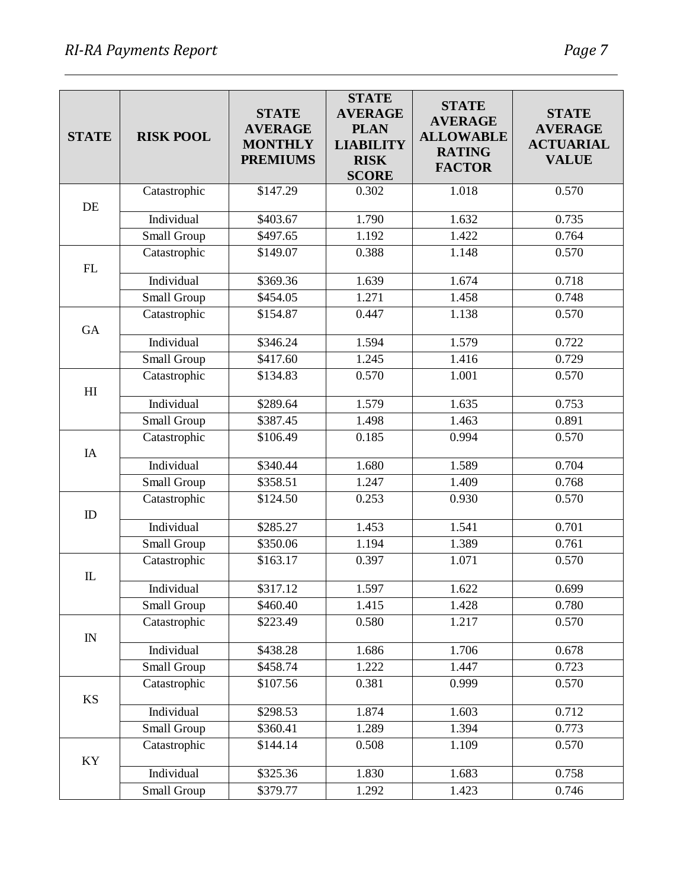| STATE | RISK POOL | STATE AVERAGE MONTHLY PREMIUMS | STATE AVERAGE PLAN LIABILITY RISK SCORE | STATE AVERAGE ALLOWABLE RATING FACTOR | STATE AVERAGE ACTUARIAL VALUE |
|---|---|---|---|---|---|
| DE | Catastrophic | $147.29 | 0.302 | 1.018 | 0.570 |
| | Individual | $403.67 | 1.790 | 1.632 | 0.735 |
| | Small Group | $497.65 | 1.192 | 1.422 | 0.764 |
| FL | Catastrophic | $149.07 | 0.388 | 1.148 | 0.570 |
| | Individual | $369.36 | 1.639 | 1.674 | 0.718 |
| | Small Group | $454.05 | 1.271 | 1.458 | 0.748 |
| GA | Catastrophic | $154.87 | 0.447 | 1.138 | 0.570 |
| | Individual | $346.24 | 1.594 | 1.579 | 0.722 |
| | Small Group | $417.60 | 1.245 | 1.416 | 0.729 |
| HI | Catastrophic | $134.83 | 0.570 | 1.001 | 0.570 |
| | Individual | $289.64 | 1.579 | 1.635 | 0.753 |
| | Small Group | $387.45 | 1.498 | 1.463 | 0.891 |
| IA | Catastrophic | $106.49 | 0.185 | 0.994 | 0.570 |
| | Individual | $340.44 | 1.680 | 1.589 | 0.704 |
| | Small Group | $358.51 | 1.247 | 1.409 | 0.768 |
| ID | Catastrophic | $124.50 | 0.253 | 0.930 | 0.570 |
| | Individual | $285.27 | 1.453 | 1.541 | 0.701 |
| | Small Group | $350.06 | 1.194 | 1.389 | 0.761 |
| IL | Catastrophic | $163.17 | 0.397 | 1.071 | 0.570 |
| | Individual | $317.12 | 1.597 | 1.622 | 0.699 |
| | Small Group | $460.40 | 1.415 | 1.428 | 0.780 |
| IN | Catastrophic | $223.49 | 0.580 | 1.217 | 0.570 |
| | Individual | $438.28 | 1.686 | 1.706 | 0.678 |
| | Small Group | $458.74 | 1.222 | 1.447 | 0.723 |
| KS | Catastrophic | $107.56 | 0.381 | 0.999 | 0.570 |
| | Individual | $298.53 | 1.874 | 1.603 | 0.712 |
| | Small Group | $360.41 | 1.289 | 1.394 | 0.773 |
| KY | Catastrophic | $144.14 | 0.508 | 1.109 | 0.570 |
| | Individual | $325.36 | 1.830 | 1.683 | 0.758 |
| | Small Group | $379.77 | 1.292 | 1.423 | 0.746 |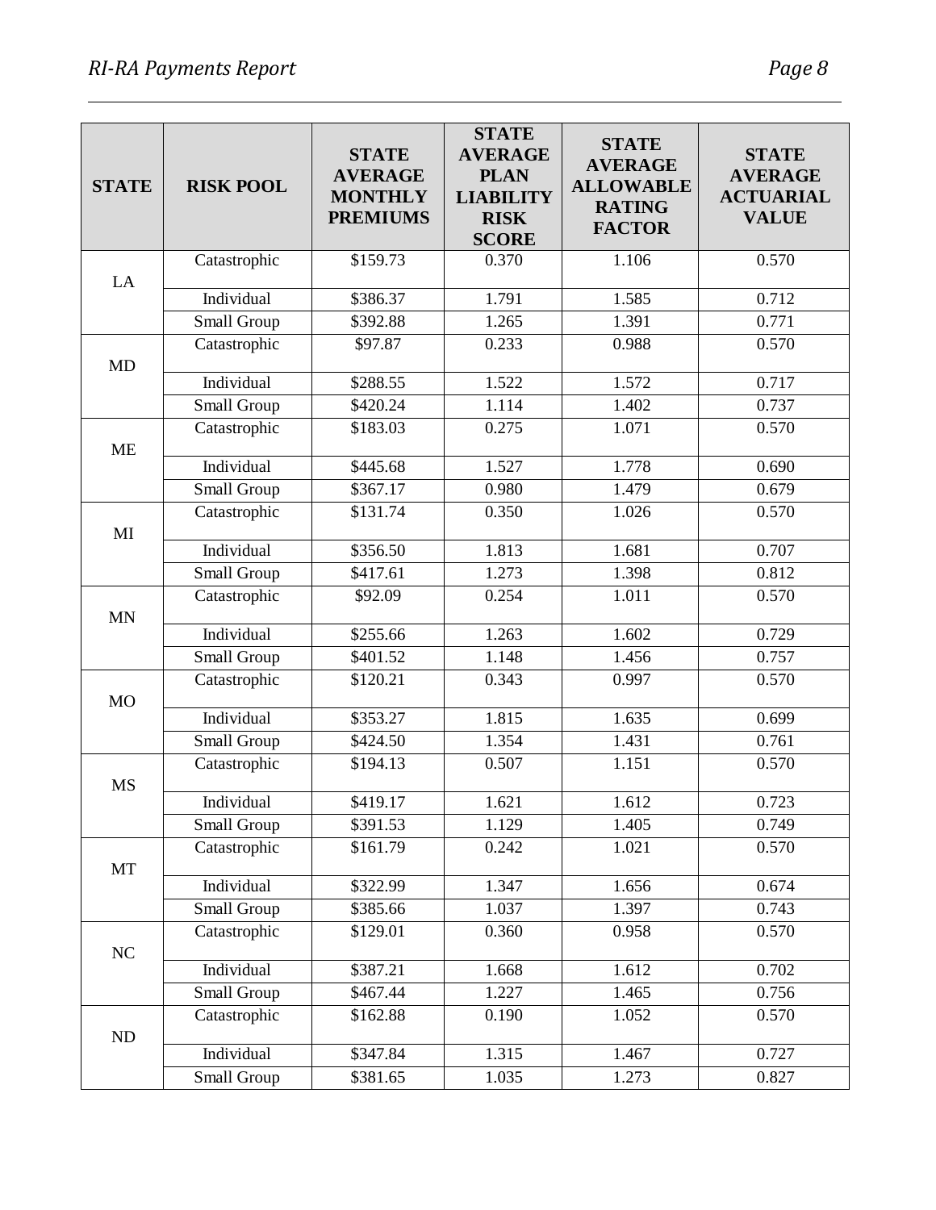| STATE | RISK POOL | STATE AVERAGE MONTHLY PREMIUMS | STATE AVERAGE PLAN LIABILITY RISK SCORE | STATE AVERAGE ALLOWABLE RATING FACTOR | STATE AVERAGE ACTUARIAL VALUE |
|---|---|---|---|---|---|
| LA | Catastrophic | $159.73 | 0.370 | 1.106 | 0.570 |
| | Individual | $386.37 | 1.791 | 1.585 | 0.712 |
| | Small Group | $392.88 | 1.265 | 1.391 | 0.771 |
| MD | Catastrophic | $97.87 | 0.233 | 0.988 | 0.570 |
| | Individual | $288.55 | 1.522 | 1.572 | 0.717 |
| | Small Group | $420.24 | 1.114 | 1.402 | 0.737 |
| ME | Catastrophic | $183.03 | 0.275 | 1.071 | 0.570 |
| | Individual | $445.68 | 1.527 | 1.778 | 0.690 |
| | Small Group | $367.17 | 0.980 | 1.479 | 0.679 |
| MI | Catastrophic | $131.74 | 0.350 | 1.026 | 0.570 |
| | Individual | $356.50 | 1.813 | 1.681 | 0.707 |
| | Small Group | $417.61 | 1.273 | 1.398 | 0.812 |
| MN | Catastrophic | $92.09 | 0.254 | 1.011 | 0.570 |
| | Individual | $255.66 | 1.263 | 1.602 | 0.729 |
| | Small Group | $401.52 | 1.148 | 1.456 | 0.757 |
| MO | Catastrophic | $120.21 | 0.343 | 0.997 | 0.570 |
| | Individual | $353.27 | 1.815 | 1.635 | 0.699 |
| | Small Group | $424.50 | 1.354 | 1.431 | 0.761 |
| MS | Catastrophic | $194.13 | 0.507 | 1.151 | 0.570 |
| | Individual | $419.17 | 1.621 | 1.612 | 0.723 |
| | Small Group | $391.53 | 1.129 | 1.405 | 0.749 |
| MT | Catastrophic | $161.79 | 0.242 | 1.021 | 0.570 |
| | Individual | $322.99 | 1.347 | 1.656 | 0.674 |
| | Small Group | $385.66 | 1.037 | 1.397 | 0.743 |
| NC | Catastrophic | $129.01 | 0.360 | 0.958 | 0.570 |
| | Individual | $387.21 | 1.668 | 1.612 | 0.702 |
| | Small Group | $467.44 | 1.227 | 1.465 | 0.756 |
| ND | Catastrophic | $162.88 | 0.190 | 1.052 | 0.570 |
| | Individual | $347.84 | 1.315 | 1.467 | 0.727 |
| | Small Group | $381.65 | 1.035 | 1.273 | 0.827 |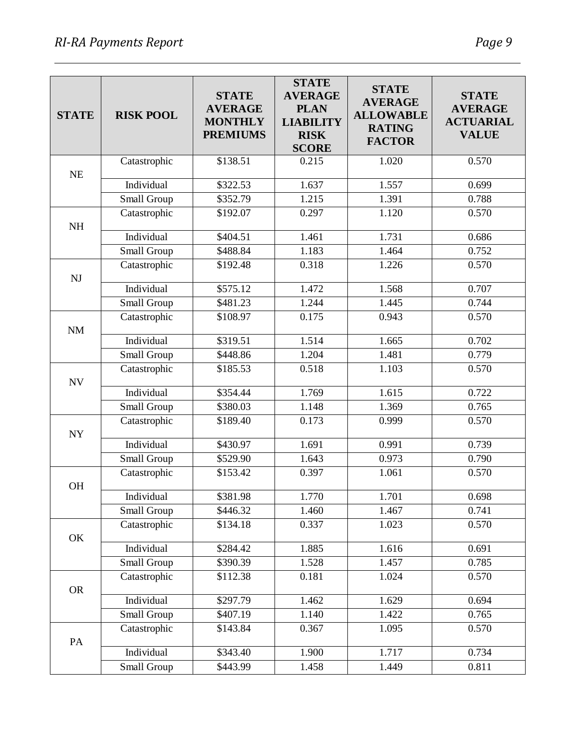| STATE | RISK POOL | STATE AVERAGE MONTHLY PREMIUMS | STATE AVERAGE PLAN LIABILITY RISK SCORE | STATE AVERAGE ALLOWABLE RATING FACTOR | STATE AVERAGE ACTUARIAL VALUE |
|---|---|---|---|---|---|
| NE | Catastrophic | $138.51 | 0.215 | 1.020 | 0.570 |
| | Individual | $322.53 | 1.637 | 1.557 | 0.699 |
| | Small Group | $352.79 | 1.215 | 1.391 | 0.788 |
| NH | Catastrophic | $192.07 | 0.297 | 1.120 | 0.570 |
| | Individual | $404.51 | 1.461 | 1.731 | 0.686 |
| | Small Group | $488.84 | 1.183 | 1.464 | 0.752 |
| NJ | Catastrophic | $192.48 | 0.318 | 1.226 | 0.570 |
| | Individual | $575.12 | 1.472 | 1.568 | 0.707 |
| | Small Group | $481.23 | 1.244 | 1.445 | 0.744 |
| NM | Catastrophic | $108.97 | 0.175 | 0.943 | 0.570 |
| | Individual | $319.51 | 1.514 | 1.665 | 0.702 |
| | Small Group | $448.86 | 1.204 | 1.481 | 0.779 |
| NV | Catastrophic | $185.53 | 0.518 | 1.103 | 0.570 |
| | Individual | $354.44 | 1.769 | 1.615 | 0.722 |
| | Small Group | $380.03 | 1.148 | 1.369 | 0.765 |
| NY | Catastrophic | $189.40 | 0.173 | 0.999 | 0.570 |
| | Individual | $430.97 | 1.691 | 0.991 | 0.739 |
| | Small Group | $529.90 | 1.643 | 0.973 | 0.790 |
| OH | Catastrophic | $153.42 | 0.397 | 1.061 | 0.570 |
| | Individual | $381.98 | 1.770 | 1.701 | 0.698 |
| | Small Group | $446.32 | 1.460 | 1.467 | 0.741 |
| OK | Catastrophic | $134.18 | 0.337 | 1.023 | 0.570 |
| | Individual | $284.42 | 1.885 | 1.616 | 0.691 |
| | Small Group | $390.39 | 1.528 | 1.457 | 0.785 |
| OR | Catastrophic | $112.38 | 0.181 | 1.024 | 0.570 |
| | Individual | $297.79 | 1.462 | 1.629 | 0.694 |
| | Small Group | $407.19 | 1.140 | 1.422 | 0.765 |
| PA | Catastrophic | $143.84 | 0.367 | 1.095 | 0.570 |
| | Individual | $343.40 | 1.900 | 1.717 | 0.734 |
| | Small Group | $443.99 | 1.458 | 1.449 | 0.811 |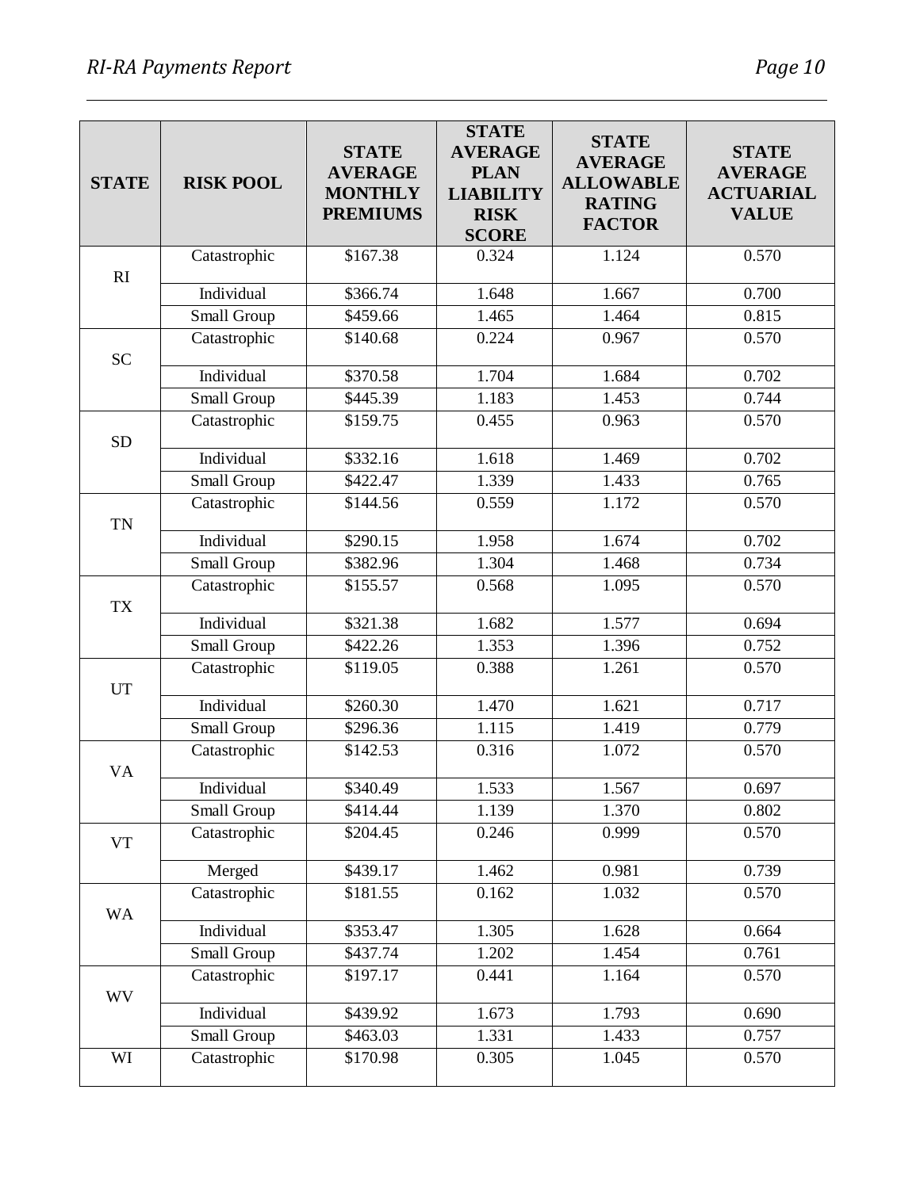| STATE | RISK POOL | STATE AVERAGE MONTHLY PREMIUMS | STATE AVERAGE PLAN LIABILITY RISK SCORE | STATE AVERAGE ALLOWABLE RATING FACTOR | STATE AVERAGE ACTUARIAL VALUE |
|---|---|---|---|---|---|
| RI | Catastrophic | $167.38 | 0.324 | 1.124 | 0.570 |
| | Individual | $366.74 | 1.648 | 1.667 | 0.700 |
| | Small Group | $459.66 | 1.465 | 1.464 | 0.815 |
| SC | Catastrophic | $140.68 | 0.224 | 0.967 | 0.570 |
| | Individual | $370.58 | 1.704 | 1.684 | 0.702 |
| | Small Group | $445.39 | 1.183 | 1.453 | 0.744 |
| SD | Catastrophic | $159.75 | 0.455 | 0.963 | 0.570 |
| | Individual | $332.16 | 1.618 | 1.469 | 0.702 |
| | Small Group | $422.47 | 1.339 | 1.433 | 0.765 |
| TN | Catastrophic | $144.56 | 0.559 | 1.172 | 0.570 |
| | Individual | $290.15 | 1.958 | 1.674 | 0.702 |
| | Small Group | $382.96 | 1.304 | 1.468 | 0.734 |
| TX | Catastrophic | $155.57 | 0.568 | 1.095 | 0.570 |
| | Individual | $321.38 | 1.682 | 1.577 | 0.694 |
| | Small Group | $422.26 | 1.353 | 1.396 | 0.752 |
| UT | Catastrophic | $119.05 | 0.388 | 1.261 | 0.570 |
| | Individual | $260.30 | 1.470 | 1.621 | 0.717 |
| | Small Group | $296.36 | 1.115 | 1.419 | 0.779 |
| VA | Catastrophic | $142.53 | 0.316 | 1.072 | 0.570 |
| | Individual | $340.49 | 1.533 | 1.567 | 0.697 |
| | Small Group | $414.44 | 1.139 | 1.370 | 0.802 |
| VT | Catastrophic | $204.45 | 0.246 | 0.999 | 0.570 |
| | Merged | $439.17 | 1.462 | 0.981 | 0.739 |
| WA | Catastrophic | $181.55 | 0.162 | 1.032 | 0.570 |
| | Individual | $353.47 | 1.305 | 1.628 | 0.664 |
| | Small Group | $437.74 | 1.202 | 1.454 | 0.761 |
| WV | Catastrophic | $197.17 | 0.441 | 1.164 | 0.570 |
| | Individual | $439.92 | 1.673 | 1.793 | 0.690 |
| | Small Group | $463.03 | 1.331 | 1.433 | 0.757 |
| WI | Catastrophic | $170.98 | 0.305 | 1.045 | 0.570 |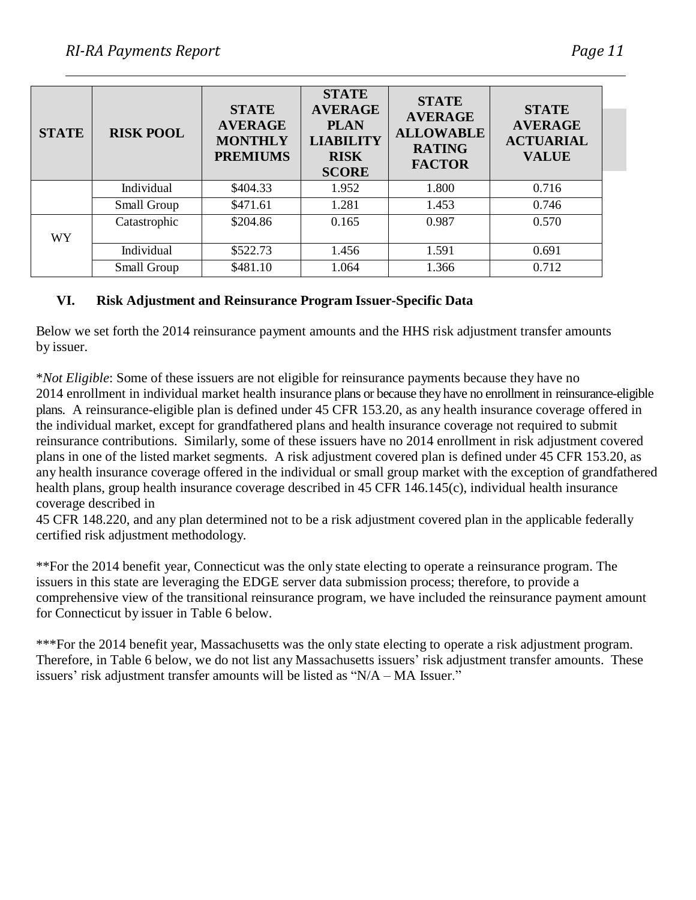| STATE | RISK POOL | STATE AVERAGE MONTHLY PREMIUMS | STATE AVERAGE PLAN LIABILITY RISK SCORE | STATE AVERAGE ALLOWABLE RATING FACTOR | STATE AVERAGE ACTUARIAL VALUE |
|---|---|---|---|---|---|
| | Individual | $404.33 | 1.952 | 1.800 | 0.716 |
| | Small Group | $471.61 | 1.281 | 1.453 | 0.746 |
| WY | Catastrophic | $204.86 | 0.165 | 0.987 | 0.570 |
| | Individual | $522.73 | 1.456 | 1.591 | 0.691 |
| | Small Group | $481.10 | 1.064 | 1.366 | 0.712 |

## VI. Risk Adjustment and Reinsurance Program Issuer-Specific Data

Below we set forth the 2014 reinsurance payment amounts and the HHS risk adjustment transfer amounts by issuer.

*\*Not Eligible*: Some of these issuers are not eligible for reinsurance payments because they have no 2014 enrollment in individual market health insurance plans or because they have no enrollment in reinsurance-eligible plans. A reinsurance-eligible plan is defined under 45 CFR 153.20, as any health insurance coverage offered in the individual market, except for grandfathered plans and health insurance coverage not required to submit reinsurance contributions. Similarly, some of these issuers have no 2014 enrollment in risk adjustment covered plans in one of the listed market segments. A risk adjustment covered plan is defined under 45 CFR 153.20, as any health insurance coverage offered in the individual or small group market with the exception of grandfathered health plans, group health insurance coverage described in 45 CFR 146.145(c), individual health insurance coverage described in 45 CFR 148.220, and any plan determined not to be a risk adjustment covered plan in the applicable federally certified risk adjustment methodology.

**For the 2014 benefit year, Connecticut was the only state electing to operate a reinsurance program. The issuers in this state are leveraging the EDGE server data submission process; therefore, to provide a comprehensive view of the transitional reinsurance program, we have included the reinsurance payment amount for Connecticut by issuer in Table 6 below.

***For the 2014 benefit year, Massachusetts was the only state electing to operate a risk adjustment program. Therefore, in Table 6 below, we do not list any Massachusetts issuers' risk adjustment transfer amounts. These issuers' risk adjustment transfer amounts will be listed as "N/A – MA Issuer."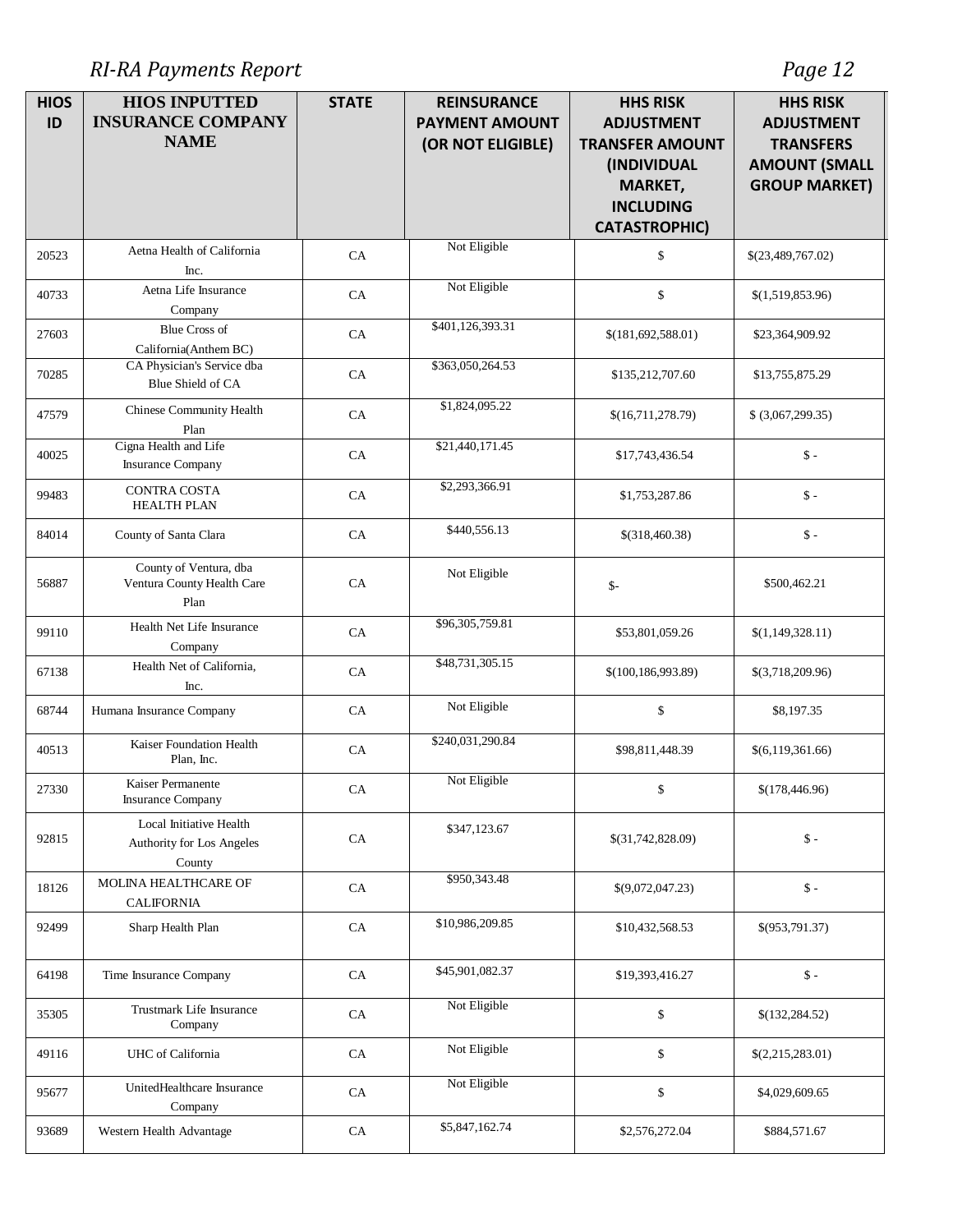| HIOS ID | HIOS INPUTTED INSURANCE COMPANY NAME | STATE | REINSURANCE PAYMENT AMOUNT (OR NOT ELIGIBLE) | HHS RISK ADJUSTMENT TRANSFER AMOUNT (INDIVIDUAL MARKET, INCLUDING CATASTROPHIC) | HHS RISK ADJUSTMENT TRANSFERS AMOUNT (SMALL GROUP MARKET) |
|---|---|---|---|---|---|
| 20523 | Aetna Health of California Inc. | CA | Not Eligible | $ | $(23,489,767.02) |
| 40733 | Aetna Life Insurance Company | CA | Not Eligible | $ | $(1,519,853.96) |
| 27603 | Blue Cross of California(Anthem BC) | CA | $401,126,393.31 | $(181,692,588.01) | $23,364,909.92 |
| 70285 | CA Physician's Service dba Blue Shield of CA | CA | $363,050,264.53 | $135,212,707.60 | $13,755,875.29 |
| 47579 | Chinese Community Health Plan | CA | $1,824,095.22 | $(16,711,278.79) | $ (3,067,299.35) |
| 40025 | Cigna Health and Life Insurance Company | CA | $21,440,171.45 | $17,743,436.54 | $ - |
| 99483 | CONTRA COSTA HEALTH PLAN | CA | $2,293,366.91 | $1,753,287.86 | $ - |
| 84014 | County of Santa Clara | CA | $440,556.13 | $(318,460.38) | $ - |
| 56887 | County of Ventura, dba Ventura County Health Care Plan | CA | Not Eligible | $- | $500,462.21 |
| 99110 | Health Net Life Insurance Company | CA | $96,305,759.81 | $53,801,059.26 | $(1,149,328.11) |
| 67138 | Health Net of California, Inc. | CA | $48,731,305.15 | $(100,186,993.89) | $(3,718,209.96) |
| 68744 | Humana Insurance Company | CA | Not Eligible | $ | $8,197.35 |
| 40513 | Kaiser Foundation Health Plan, Inc. | CA | $240,031,290.84 | $98,811,448.39 | $(6,119,361.66) |
| 27330 | Kaiser Permanente Insurance Company | CA | Not Eligible | $ | $(178,446.96) |
| 92815 | Local Initiative Health Authority for Los Angeles County | CA | $347,123.67 | $(31,742,828.09) | $ - |
| 18126 | MOLINA HEALTHCARE OF CALIFORNIA | CA | $950,343.48 | $(9,072,047.23) | $ - |
| 92499 | Sharp Health Plan | CA | $10,986,209.85 | $10,432,568.53 | $(953,791.37) |
| 64198 | Time Insurance Company | CA | $45,901,082.37 | $19,393,416.27 | $ - |
| 35305 | Trustmark Life Insurance Company | CA | Not Eligible | $ | $(132,284.52) |
| 49116 | UHC of California | CA | Not Eligible | $ | $(2,215,283.01) |
| 95677 | UnitedHealthcare Insurance Company | CA | Not Eligible | $ | $4,029,609.65 |
| 93689 | Western Health Advantage | CA | $5,847,162.74 | $2,576,272.04 | $884,571.67 |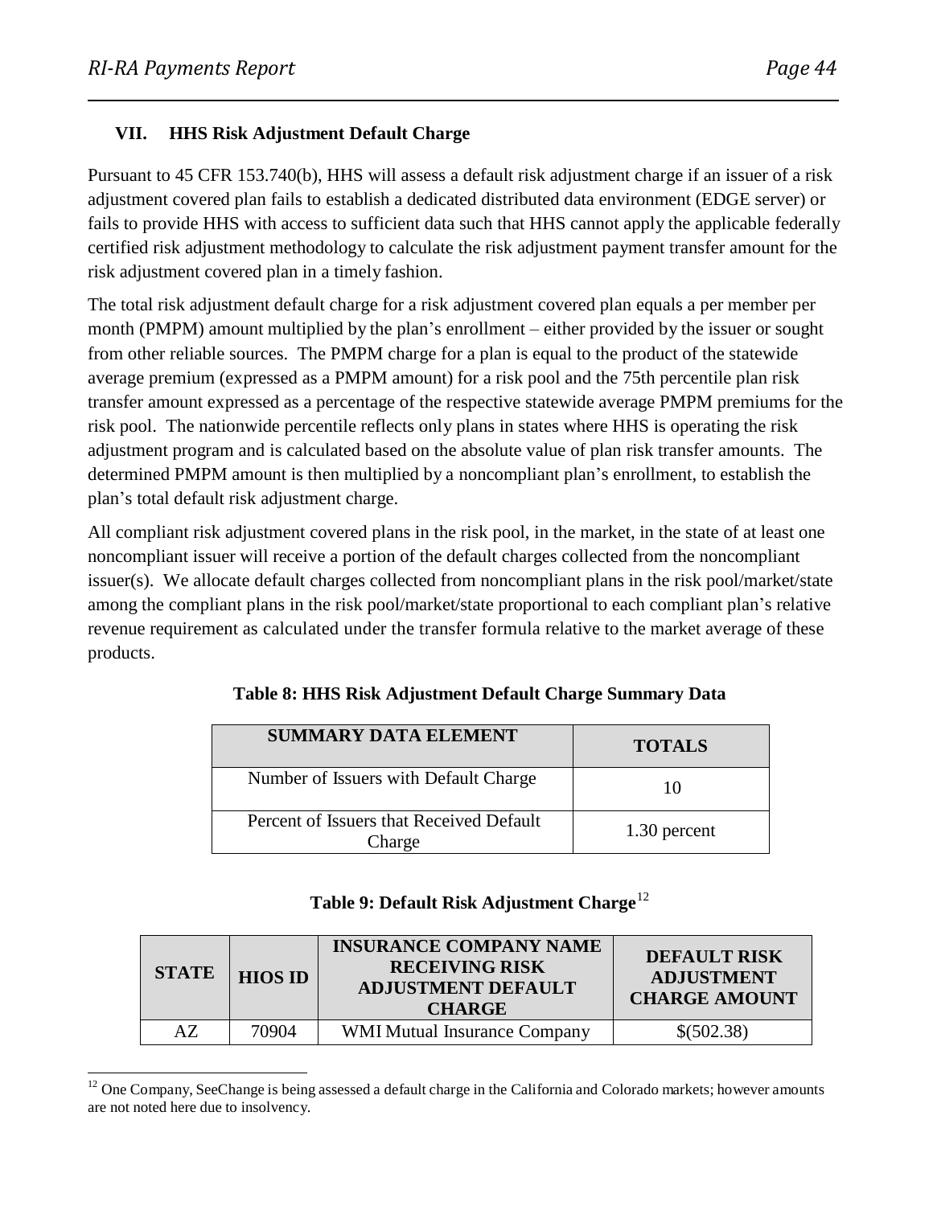## VII. HHS Risk Adjustment Default Charge

Pursuant to 45 CFR 153.740(b), HHS will assess a default risk adjustment charge if an issuer of a risk adjustment covered plan fails to establish a dedicated distributed data environment (EDGE server) or fails to provide HHS with access to sufficient data such that HHS cannot apply the applicable federally certified risk adjustment methodology to calculate the risk adjustment payment transfer amount for the risk adjustment covered plan in a timely fashion.

The total risk adjustment default charge for a risk adjustment covered plan equals a per member per month (PMPM) amount multiplied by the plan's enrollment – either provided by the issuer or sought from other reliable sources. The PMPM charge for a plan is equal to the product of the statewide average premium (expressed as a PMPM amount) for a risk pool and the 75th percentile plan risk transfer amount expressed as a percentage of the respective statewide average PMPM premiums for the risk pool. The nationwide percentile reflects only plans in states where HHS is operating the risk adjustment program and is calculated based on the absolute value of plan risk transfer amounts. The determined PMPM amount is then multiplied by a noncompliant plan's enrollment, to establish the plan's total default risk adjustment charge.

All compliant risk adjustment covered plans in the risk pool, in the market, in the state of at least one noncompliant issuer will receive a portion of the default charges collected from the noncompliant issuer(s). We allocate default charges collected from noncompliant plans in the risk pool/market/state among the compliant plans in the risk pool/market/state proportional to each compliant plan's relative revenue requirement as calculated under the transfer formula relative to the market average of these products.

**Table 8: HHS Risk Adjustment Default Charge Summary Data**

| SUMMARY DATA ELEMENT | TOTALS |
|---|---|
| Number of Issuers with Default Charge | 10 |
| Percent of Issuers that Received Default Charge | 1.30 percent |

**Table 9: Default Risk Adjustment Charge**[12]

| STATE | HIOS ID | INSURANCE COMPANY NAME RECEIVING RISK ADJUSTMENT DEFAULT CHARGE | DEFAULT RISK ADJUSTMENT CHARGE AMOUNT |
|---|---|---|---|
| AZ | 70904 | WMI Mutual Insurance Company | $(502.38) |

[12] One Company, SeeChange is being assessed a default charge in the California and Colorado markets; however amounts are not noted here due to insolvency.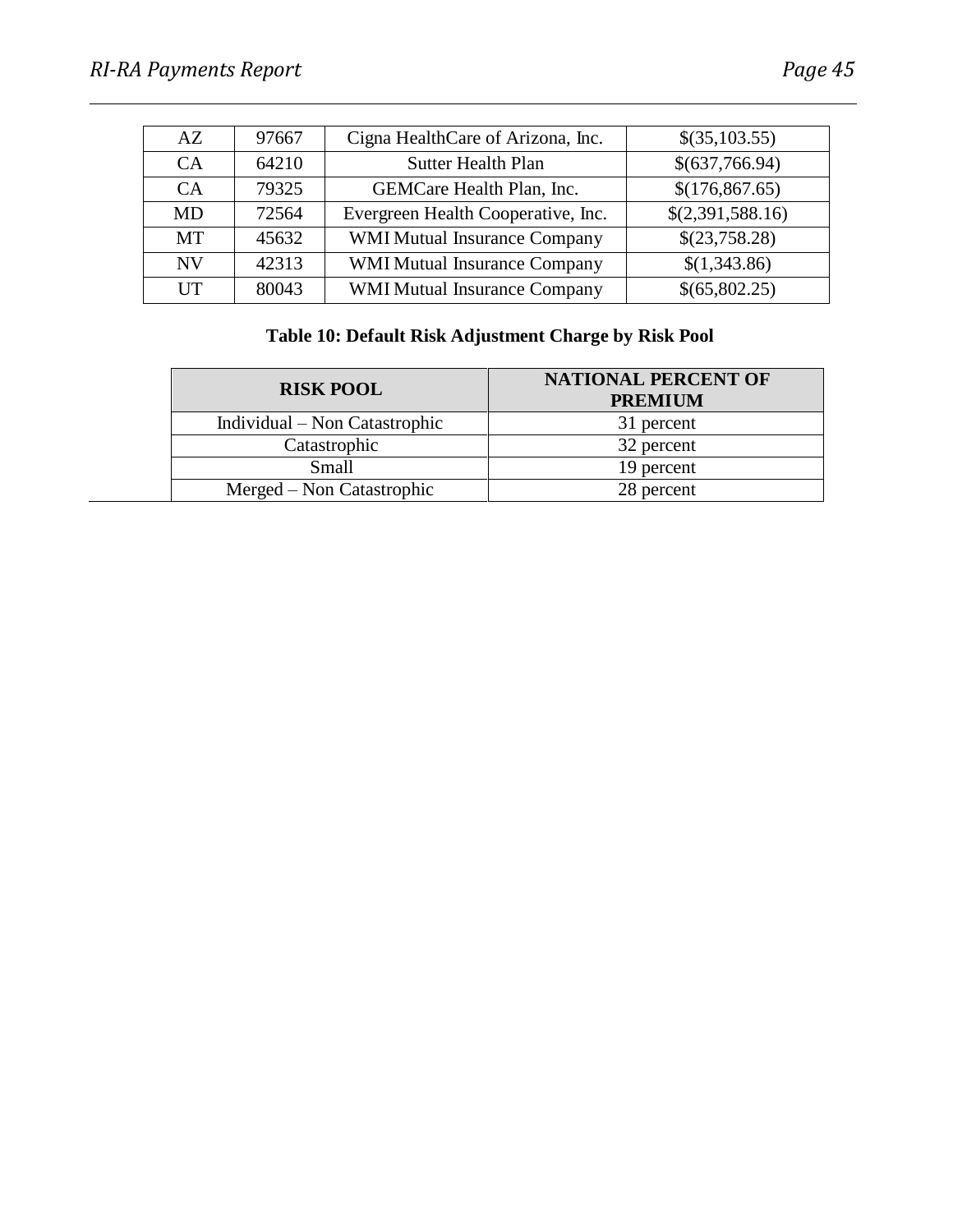| AZ | 97667 | Cigna HealthCare of Arizona, Inc. | $(35,103.55) |
|---|---|---|---|
| CA | 64210 | Sutter Health Plan | $(637,766.94) |
| CA | 79325 | GEMCare Health Plan, Inc. | $(176,867.65) |
| MD | 72564 | Evergreen Health Cooperative, Inc. | $(2,391,588.16) |
| MT | 45632 | WMI Mutual Insurance Company | $(23,758.28) |
| NV | 42313 | WMI Mutual Insurance Company | $(1,343.86) |
| UT | 80043 | WMI Mutual Insurance Company | $(65,802.25) |

**Table 10: Default Risk Adjustment Charge by Risk Pool**

| RISK POOL | NATIONAL PERCENT OF PREMIUM |
|---|---|
| Individual – Non Catastrophic | 31 percent |
| Catastrophic | 32 percent |
| Small | 19 percent |
| Merged – Non Catastrophic | 28 percent |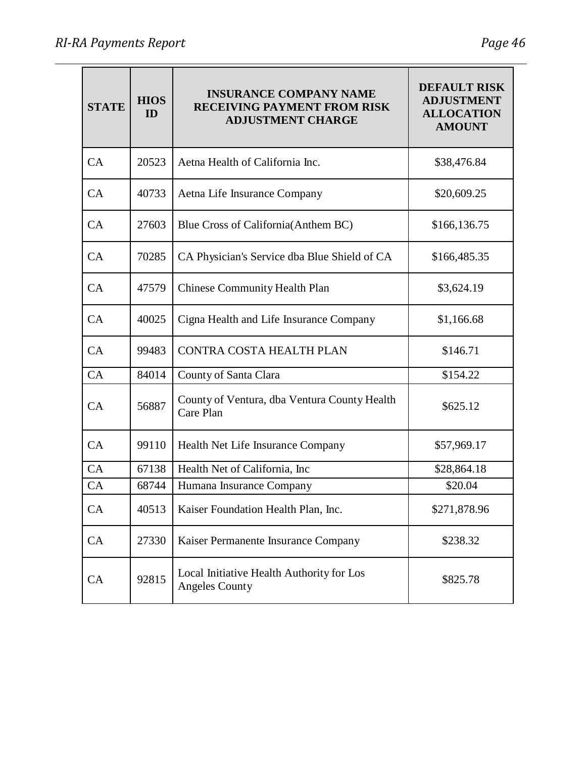| STATE | HIOS ID | INSURANCE COMPANY NAME RECEIVING PAYMENT FROM RISK ADJUSTMENT CHARGE | DEFAULT RISK ADJUSTMENT ALLOCATION AMOUNT |
|---|---|---|---|
| CA | 20523 | Aetna Health of California Inc. | $38,476.84 |
| CA | 40733 | Aetna Life Insurance Company | $20,609.25 |
| CA | 27603 | Blue Cross of California(Anthem BC) | $166,136.75 |
| CA | 70285 | CA Physician's Service dba Blue Shield of CA | $166,485.35 |
| CA | 47579 | Chinese Community Health Plan | $3,624.19 |
| CA | 40025 | Cigna Health and Life Insurance Company | $1,166.68 |
| CA | 99483 | CONTRA COSTA HEALTH PLAN | $146.71 |
| CA | 84014 | County of Santa Clara | $154.22 |
| CA | 56887 | County of Ventura, dba Ventura County Health Care Plan | $625.12 |
| CA | 99110 | Health Net Life Insurance Company | $57,969.17 |
| CA | 67138 | Health Net of California, Inc | $28,864.18 |
| CA | 68744 | Humana Insurance Company | $20.04 |
| CA | 40513 | Kaiser Foundation Health Plan, Inc. | $271,878.96 |
| CA | 27330 | Kaiser Permanente Insurance Company | $238.32 |
| CA | 92815 | Local Initiative Health Authority for Los Angeles County | $825.78 |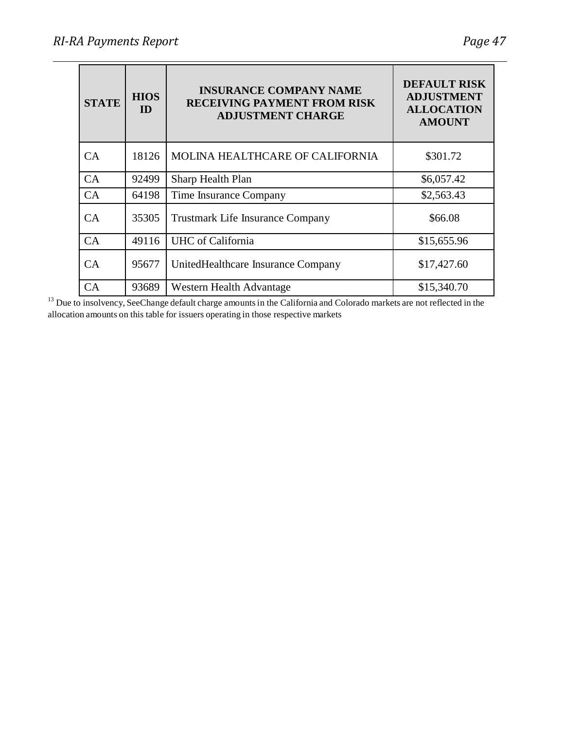| STATE | HIOS ID | INSURANCE COMPANY NAME RECEIVING PAYMENT FROM RISK ADJUSTMENT CHARGE | DEFAULT RISK ADJUSTMENT ALLOCATION AMOUNT |
|---|---|---|---|
| CA | 18126 | MOLINA HEALTHCARE OF CALIFORNIA | $301.72 |
| CA | 92499 | Sharp Health Plan | $6,057.42 |
| CA | 64198 | Time Insurance Company | $2,563.43 |
| CA | 35305 | Trustmark Life Insurance Company | $66.08 |
| CA | 49116 | UHC of California | $15,655.96 |
| CA | 95677 | UnitedHealthcare Insurance Company | $17,427.60 |
| CA | 93689 | Western Health Advantage | $15,340.70 |

[13] Due to insolvency, SeeChange default charge amounts in the California and Colorado markets are not reflected in the allocation amounts on this table for issuers operating in those respective markets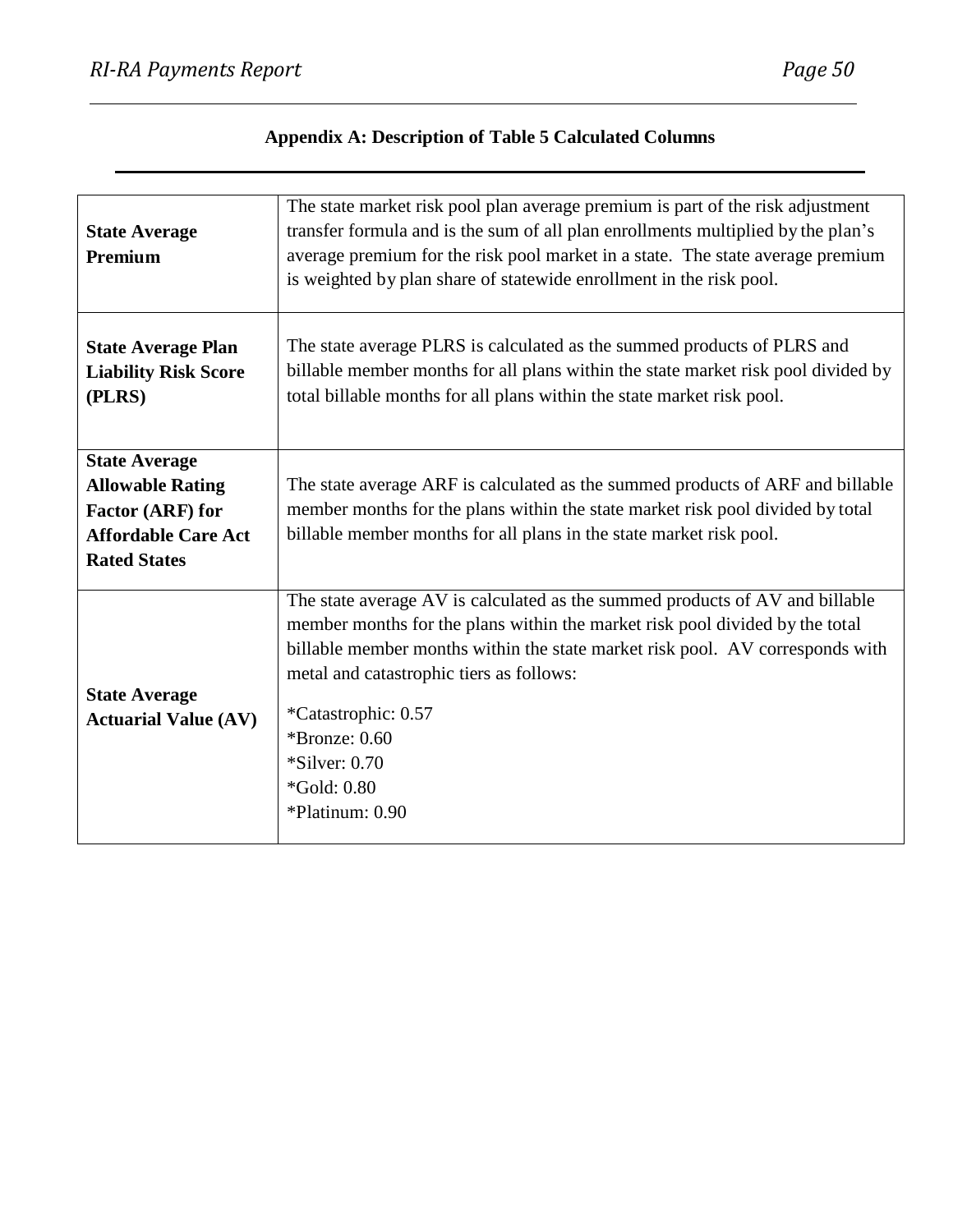## Appendix A: Description of Table 5 Calculated Columns

| | |
|---|---|
| **State Average Premium** | The state market risk pool plan average premium is part of the risk adjustment transfer formula and is the sum of all plan enrollments multiplied by the plan's average premium for the risk pool market in a state. The state average premium is weighted by plan share of statewide enrollment in the risk pool. |
| **State Average Plan Liability Risk Score (PLRS)** | The state average PLRS is calculated as the summed products of PLRS and billable member months for all plans within the state market risk pool divided by total billable months for all plans within the state market risk pool. |
| **State Average Allowable Rating Factor (ARF) for Affordable Care Act Rated States** | The state average ARF is calculated as the summed products of ARF and billable member months for the plans within the state market risk pool divided by total billable member months for all plans in the state market risk pool. |
| **State Average Actuarial Value (AV)** | The state average AV is calculated as the summed products of AV and billable member months for the plans within the market risk pool divided by the total billable member months within the state market risk pool. AV corresponds with metal and catastrophic tiers as follows:<br><br>*Catastrophic: 0.57<br>*Bronze: 0.60<br>*Silver: 0.70<br>*Gold: 0.80<br>*Platinum: 0.90 |